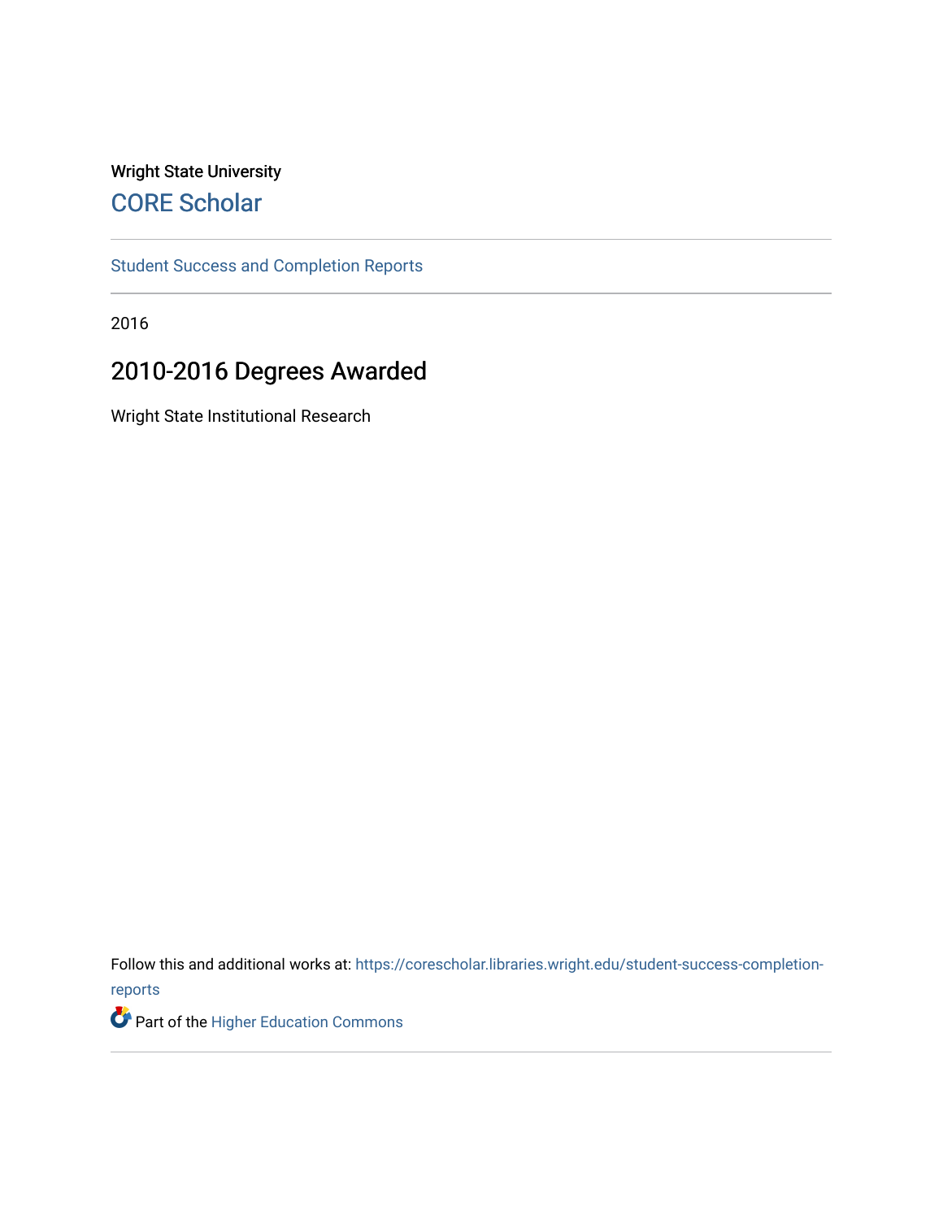Wright State University

# CORE Scholar

Student Success and Completion Reports

2016

## 2010-2016 Degrees Awarded

Wright State Institutional Research

Follow this and additional works at: https://corescholar.libraries.wright.edu/student-success-completion-reports

Part of the Higher Education Commons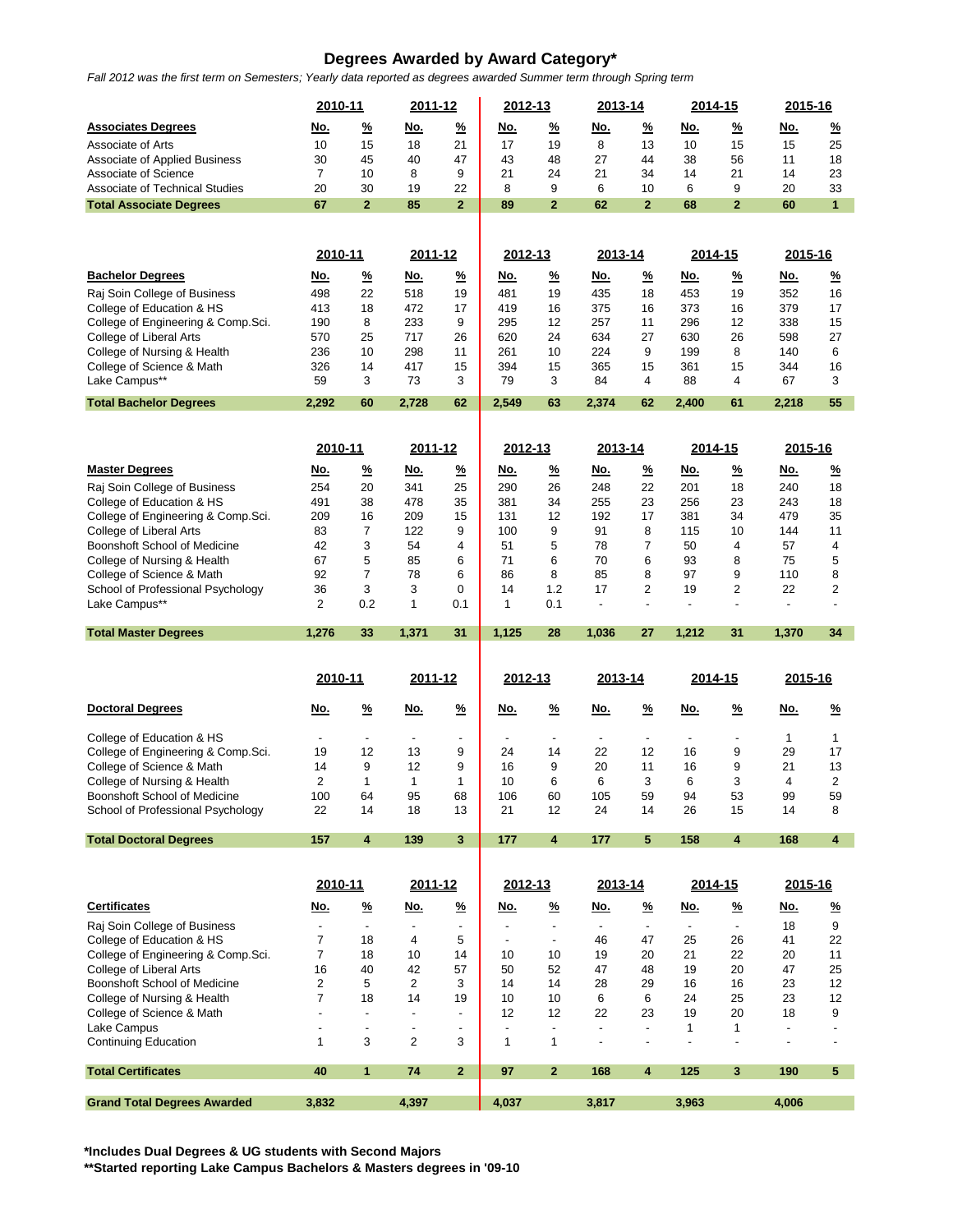# Degrees Awarded by Award Category*

*Fall 2012 was the first term on Semesters; Yearly data reported as degrees awarded Summer term through Spring term*

| | 2010-11 | | 2011-12 | | 2012-13 | | 2013-14 | | 2014-15 | | 2015-16 | |
|---|---|---|---|---|---|---|---|---|---|---|---|---|
| **Associates Degrees** | No. | % | No. | % | No. | % | No. | % | No. | % | No. | % |
| Associate of Arts | 10 | 15 | 18 | 21 | 17 | 19 | 8 | 13 | 10 | 15 | 15 | 25 |
| Associate of Applied Business | 30 | 45 | 40 | 47 | 43 | 48 | 27 | 44 | 38 | 56 | 11 | 18 |
| Associate of Science | 7 | 10 | 8 | 9 | 21 | 24 | 21 | 34 | 14 | 21 | 14 | 23 |
| Associate of Technical Studies | 20 | 30 | 19 | 22 | 8 | 9 | 6 | 10 | 6 | 9 | 20 | 33 |
| **Total Associate Degrees** | **67** | **2** | **85** | **2** | **89** | **2** | **62** | **2** | **68** | **2** | **60** | **1** |

| | 2010-11 | | 2011-12 | | 2012-13 | | 2013-14 | | 2014-15 | | 2015-16 | |
|---|---|---|---|---|---|---|---|---|---|---|---|---|
| **Bachelor Degrees** | No. | % | No. | % | No. | % | No. | % | No. | % | No. | % |
| Raj Soin College of Business | 498 | 22 | 518 | 19 | 481 | 19 | 435 | 18 | 453 | 19 | 352 | 16 |
| College of Education & HS | 413 | 18 | 472 | 17 | 419 | 16 | 375 | 16 | 373 | 16 | 379 | 17 |
| College of Engineering & Comp.Sci. | 190 | 8 | 233 | 9 | 295 | 12 | 257 | 11 | 296 | 12 | 338 | 15 |
| College of Liberal Arts | 570 | 25 | 717 | 26 | 620 | 24 | 634 | 27 | 630 | 26 | 598 | 27 |
| College of Nursing & Health | 236 | 10 | 298 | 11 | 261 | 10 | 224 | 9 | 199 | 8 | 140 | 6 |
| College of Science & Math | 326 | 14 | 417 | 15 | 394 | 15 | 365 | 15 | 361 | 15 | 344 | 16 |
| Lake Campus** | 59 | 3 | 73 | 3 | 79 | 3 | 84 | 4 | 88 | 4 | 67 | 3 |
| **Total Bachelor Degrees** | **2,292** | **60** | **2,728** | **62** | **2,549** | **63** | **2,374** | **62** | **2,400** | **61** | **2,218** | **55** |

| | 2010-11 | | 2011-12 | | 2012-13 | | 2013-14 | | 2014-15 | | 2015-16 | |
|---|---|---|---|---|---|---|---|---|---|---|---|---|
| **Master Degrees** | No. | % | No. | % | No. | % | No. | % | No. | % | No. | % |
| Raj Soin College of Business | 254 | 20 | 341 | 25 | 290 | 26 | 248 | 22 | 201 | 18 | 240 | 18 |
| College of Education & HS | 491 | 38 | 478 | 35 | 381 | 34 | 255 | 23 | 256 | 23 | 243 | 18 |
| College of Engineering & Comp.Sci. | 209 | 16 | 209 | 15 | 131 | 12 | 192 | 17 | 381 | 34 | 479 | 35 |
| College of Liberal Arts | 83 | 7 | 122 | 9 | 100 | 9 | 91 | 8 | 115 | 10 | 144 | 11 |
| Boonshoft School of Medicine | 42 | 3 | 54 | 4 | 51 | 5 | 78 | 7 | 50 | 4 | 57 | 4 |
| College of Nursing & Health | 67 | 5 | 85 | 6 | 71 | 6 | 70 | 6 | 93 | 8 | 75 | 5 |
| College of Science & Math | 92 | 7 | 78 | 6 | 86 | 8 | 85 | 8 | 97 | 9 | 110 | 8 |
| School of Professional Psychology | 36 | 3 | 3 | 0 | 14 | 1.2 | 17 | 2 | 19 | 2 | 22 | 2 |
| Lake Campus** | 2 | 0.2 | 1 | 0.1 | 1 | 0.1 | - | - | - | - | - | - |
| **Total Master Degrees** | **1,276** | **33** | **1,371** | **31** | **1,125** | **28** | **1,036** | **27** | **1,212** | **31** | **1,370** | **34** |

| | 2010-11 | | 2011-12 | | 2012-13 | | 2013-14 | | 2014-15 | | 2015-16 | |
|---|---|---|---|---|---|---|---|---|---|---|---|---|
| **Doctoral Degrees** | No. | % | No. | % | No. | % | No. | % | No. | % | No. | % |
| College of Education & HS | - | - | - | - | - | - | - | - | - | - | 1 | 1 |
| College of Engineering & Comp.Sci. | 19 | 12 | 13 | 9 | 24 | 14 | 22 | 12 | 16 | 9 | 29 | 17 |
| College of Science & Math | 14 | 9 | 12 | 9 | 16 | 9 | 20 | 11 | 16 | 9 | 21 | 13 |
| College of Nursing & Health | 2 | 1 | 1 | 1 | 10 | 6 | 6 | 3 | 6 | 3 | 4 | 2 |
| Boonshoft School of Medicine | 100 | 64 | 95 | 68 | 106 | 60 | 105 | 59 | 94 | 53 | 99 | 59 |
| School of Professional Psychology | 22 | 14 | 18 | 13 | 21 | 12 | 24 | 14 | 26 | 15 | 14 | 8 |
| **Total Doctoral Degrees** | **157** | **4** | **139** | **3** | **177** | **4** | **177** | **5** | **158** | **4** | **168** | **4** |

| | 2010-11 | | 2011-12 | | 2012-13 | | 2013-14 | | 2014-15 | | 2015-16 | |
|---|---|---|---|---|---|---|---|---|---|---|---|---|
| **Certificates** | No. | % | No. | % | No. | % | No. | % | No. | % | No. | % |
| Raj Soin College of Business | - | - | - | - | - | - | - | - | - | - | 18 | 9 |
| College of Education & HS | 7 | 18 | 4 | 5 | - | - | 46 | 47 | 25 | 26 | 41 | 22 |
| College of Engineering & Comp.Sci. | 7 | 18 | 10 | 14 | 10 | 10 | 19 | 20 | 21 | 22 | 20 | 11 |
| College of Liberal Arts | 16 | 40 | 42 | 57 | 50 | 52 | 47 | 48 | 19 | 20 | 47 | 25 |
| Boonshoft School of Medicine | 2 | 5 | 2 | 3 | 14 | 14 | 28 | 29 | 16 | 16 | 23 | 12 |
| College of Nursing & Health | 7 | 18 | 14 | 19 | 10 | 10 | 6 | 6 | 24 | 25 | 23 | 12 |
| College of Science & Math | - | - | - | - | 12 | 12 | 22 | 23 | 19 | 20 | 18 | 9 |
| Lake Campus | - | - | - | - | - | - | - | - | 1 | 1 | - | - |
| Continuing Education | 1 | 3 | 2 | 3 | 1 | 1 | - | - | - | - | - | - |
| **Total Certificates** | **40** | **1** | **74** | **2** | **97** | **2** | **168** | **4** | **125** | **3** | **190** | **5** |
| **Grand Total Degrees Awarded** | **3,832** | | **4,397** | | **4,037** | | **3,817** | | **3,963** | | **4,006** | |

**\*Includes Dual Degrees & UG students with Second Majors**

**\*\*Started reporting Lake Campus Bachelors & Masters degrees in '09-10**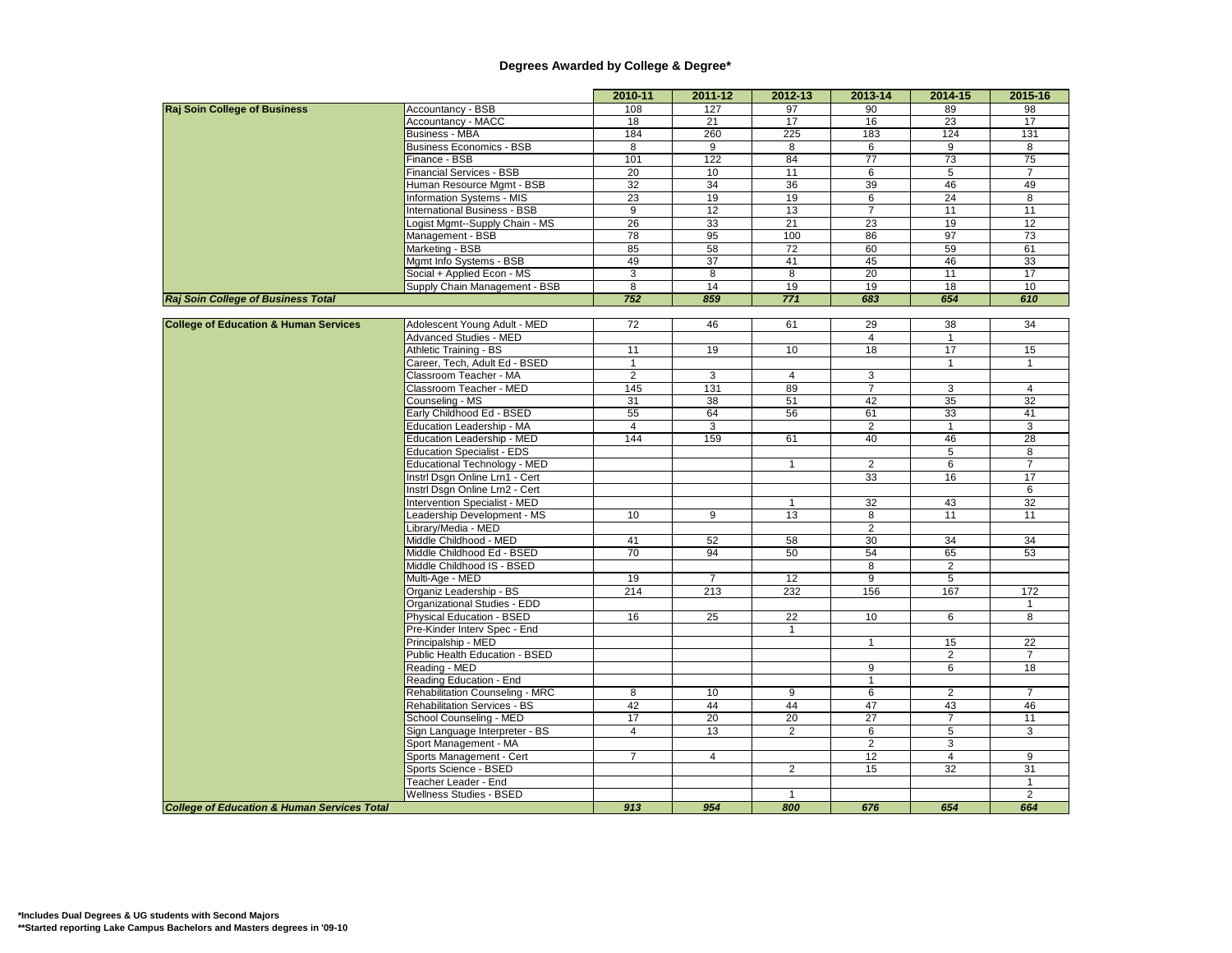# Degrees Awarded by College & Degree*

| | | 2010-11 | 2011-12 | 2012-13 | 2013-14 | 2014-15 | 2015-16 |
|---|---|---|---|---|---|---|---|
| **Raj Soin College of Business** | Accountancy - BSB | 108 | 127 | 97 | 90 | 89 | 98 |
| | Accountancy - MACC | 18 | 21 | 17 | 16 | 23 | 17 |
| | Business - MBA | 184 | 260 | 225 | 183 | 124 | 131 |
| | Business Economics - BSB | 8 | 9 | 8 | 6 | 9 | 8 |
| | Finance - BSB | 101 | 122 | 84 | 77 | 73 | 75 |
| | Financial Services - BSB | 20 | 10 | 11 | 6 | 5 | 7 |
| | Human Resource Mgmt - BSB | 32 | 34 | 36 | 39 | 46 | 49 |
| | Information Systems - MIS | 23 | 19 | 19 | 6 | 24 | 8 |
| | International Business - BSB | 9 | 12 | 13 | 7 | 11 | 11 |
| | Logist Mgmt--Supply Chain - MS | 26 | 33 | 21 | 23 | 19 | 12 |
| | Management - BSB | 78 | 95 | 100 | 86 | 97 | 73 |
| | Marketing - BSB | 85 | 58 | 72 | 60 | 59 | 61 |
| | Mgmt Info Systems - BSB | 49 | 37 | 41 | 45 | 46 | 33 |
| | Social + Applied Econ - MS | 3 | 8 | 8 | 20 | 11 | 17 |
| | Supply Chain Management - BSB | 8 | 14 | 19 | 19 | 18 | 10 |
| ***Raj Soin College of Business Total*** | | ***752*** | ***859*** | ***771*** | ***683*** | ***654*** | ***610*** |

| | | 2010-11 | 2011-12 | 2012-13 | 2013-14 | 2014-15 | 2015-16 |
|---|---|---|---|---|---|---|---|
| **College of Education & Human Services** | Adolescent Young Adult - MED | 72 | 46 | 61 | 29 | 38 | 34 |
| | Advanced Studies - MED | | | | 4 | 1 | |
| | Athletic Training - BS | 11 | 19 | 10 | 18 | 17 | 15 |
| | Career, Tech, Adult Ed - BSED | 1 | | | | 1 | 1 |
| | Classroom Teacher - MA | 2 | 3 | 4 | 3 | | |
| | Classroom Teacher - MED | 145 | 131 | 89 | 7 | 3 | 4 |
| | Counseling - MS | 31 | 38 | 51 | 42 | 35 | 32 |
| | Early Childhood Ed - BSED | 55 | 64 | 56 | 61 | 33 | 41 |
| | Education Leadership - MA | 4 | 3 | | 2 | 1 | 3 |
| | Education Leadership - MED | 144 | 159 | 61 | 40 | 46 | 28 |
| | Education Specialist - EDS | | | | | 5 | 8 |
| | Educational Technology - MED | | | 1 | 2 | 6 | 7 |
| | Instrl Dsgn Online Lrn1 - Cert | | | | 33 | 16 | 17 |
| | Instrl Dsgn Online Lrn2 - Cert | | | | | | 6 |
| | Intervention Specialist - MED | | | 1 | 32 | 43 | 32 |
| | Leadership Development - MS | 10 | 9 | 13 | 8 | 11 | 11 |
| | Library/Media - MED | | | | 2 | | |
| | Middle Childhood - MED | 41 | 52 | 58 | 30 | 34 | 34 |
| | Middle Childhood Ed - BSED | 70 | 94 | 50 | 54 | 65 | 53 |
| | Middle Childhood IS - BSED | | | | 8 | 2 | |
| | Multi-Age - MED | 19 | 7 | 12 | 9 | 5 | |
| | Organiz Leadership - BS | 214 | 213 | 232 | 156 | 167 | 172 |
| | Organizational Studies - EDD | | | | | | 1 |
| | Physical Education - BSED | 16 | 25 | 22 | 10 | 6 | 8 |
| | Pre-Kinder Interv Spec - End | | | 1 | | | |
| | Principalship - MED | | | | 1 | 15 | 22 |
| | Public Health Education - BSED | | | | | 2 | 7 |
| | Reading - MED | | | | 9 | 6 | 18 |
| | Reading Education - End | | | | 1 | | |
| | Rehabilitation Counseling - MRC | 8 | 10 | 9 | 6 | 2 | 7 |
| | Rehabilitation Services - BS | 42 | 44 | 44 | 47 | 43 | 46 |
| | School Counseling - MED | 17 | 20 | 20 | 27 | 7 | 11 |
| | Sign Language Interpreter - BS | 4 | 13 | 2 | 6 | 5 | 3 |
| | Sport Management - MA | | | | 2 | 3 | |
| | Sports Management - Cert | 7 | 4 | | 12 | 4 | 9 |
| | Sports Science - BSED | | | 2 | 15 | 32 | 31 |
| | Teacher Leader - End | | | | | | 1 |
| | Wellness Studies - BSED | | | 1 | | | 2 |
| ***College of Education & Human Services Total*** | | ***913*** | ***954*** | ***800*** | ***676*** | ***654*** | ***664*** |

**\*Includes Dual Degrees & UG students with Second Majors**
**\*\*Started reporting Lake Campus Bachelors and Masters degrees in '09-10**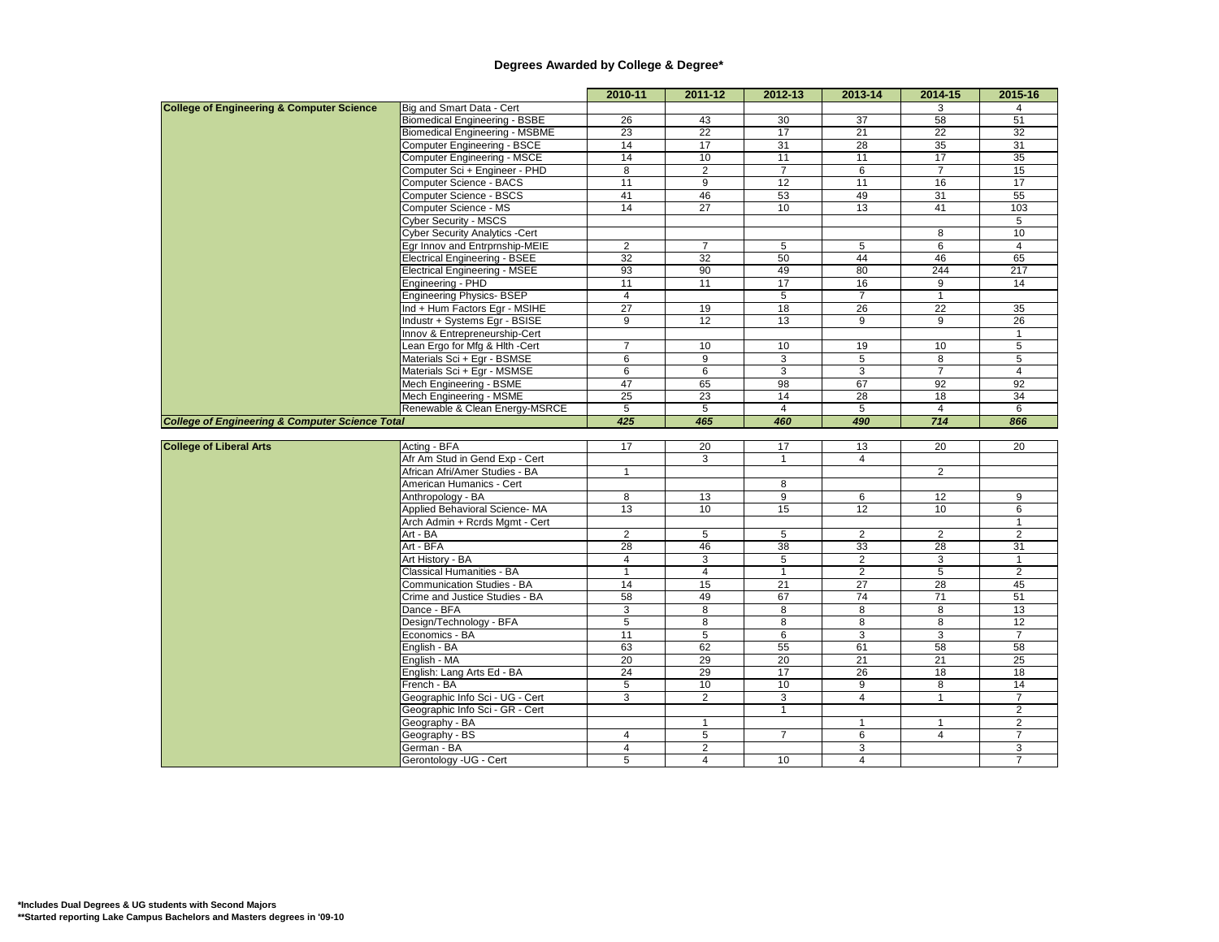# Degrees Awarded by College & Degree*

| | | 2010-11 | 2011-12 | 2012-13 | 2013-14 | 2014-15 | 2015-16 |
|---|---|---|---|---|---|---|---|
| **College of Engineering & Computer Science** | Big and Smart Data - Cert | | | | | 3 | 4 |
| | Biomedical Engineering - BSBE | 26 | 43 | 30 | 37 | 58 | 51 |
| | Biomedical Engineering - MSBME | 23 | 22 | 17 | 21 | 22 | 32 |
| | Computer Engineering - BSCE | 14 | 17 | 31 | 28 | 35 | 31 |
| | Computer Engineering - MSCE | 14 | 10 | 11 | 11 | 17 | 35 |
| | Computer Sci + Engineer - PHD | 8 | 2 | 7 | 6 | 7 | 15 |
| | Computer Science - BACS | 11 | 9 | 12 | 11 | 16 | 17 |
| | Computer Science - BSCS | 41 | 46 | 53 | 49 | 31 | 55 |
| | Computer Science - MS | 14 | 27 | 10 | 13 | 41 | 103 |
| | Cyber Security - MSCS | | | | | | 5 |
| | Cyber Security Analytics -Cert | | | | | 8 | 10 |
| | Egr Innov and Entrprnship-MEIE | 2 | 7 | 5 | 5 | 6 | 4 |
| | Electrical Engineering - BSEE | 32 | 32 | 50 | 44 | 46 | 65 |
| | Electrical Engineering - MSEE | 93 | 90 | 49 | 80 | 244 | 217 |
| | Engineering - PHD | 11 | 11 | 17 | 16 | 9 | 14 |
| | Engineering Physics- BSEP | 4 | | 5 | 7 | 1 | |
| | Ind + Hum Factors Egr - MSIHE | 27 | 19 | 18 | 26 | 22 | 35 |
| | Industr + Systems Egr - BSISE | 9 | 12 | 13 | 9 | 9 | 26 |
| | Innov & Entrepreneurship-Cert | | | | | | 1 |
| | Lean Ergo for Mfg & Hlth -Cert | 7 | 10 | 10 | 19 | 10 | 5 |
| | Materials Sci + Egr - BSMSE | 6 | 9 | 3 | 5 | 8 | 5 |
| | Materials Sci + Egr - MSMSE | 6 | 6 | 3 | 3 | 7 | 4 |
| | Mech Engineering - BSME | 47 | 65 | 98 | 67 | 92 | 92 |
| | Mech Engineering - MSME | 25 | 23 | 14 | 28 | 18 | 34 |
| | Renewable & Clean Energy-MSRCE | 5 | 5 | 4 | 5 | 4 | 6 |
| ***College of Engineering & Computer Science Total*** | | ***425*** | ***465*** | ***460*** | ***490*** | ***714*** | ***866*** |
| | | | | | | | |
| **College of Liberal Arts** | Acting - BFA | 17 | 20 | 17 | 13 | 20 | 20 |
| | Afr Am Stud in Gend Exp - Cert | | 3 | 1 | 4 | | |
| | African Afri/Amer Studies - BA | 1 | | | | 2 | |
| | American Humanics - Cert | | | 8 | | | |
| | Anthropology - BA | 8 | 13 | 9 | 6 | 12 | 9 |
| | Applied Behavioral Science- MA | 13 | 10 | 15 | 12 | 10 | 6 |
| | Arch Admin + Rcrds Mgmt - Cert | | | | | | 1 |
| | Art - BA | 2 | 5 | 5 | 2 | 2 | 2 |
| | Art - BFA | 28 | 46 | 38 | 33 | 28 | 31 |
| | Art History - BA | 4 | 3 | 5 | 2 | 3 | 1 |
| | Classical Humanities - BA | 1 | 4 | 1 | 2 | 5 | 2 |
| | Communication Studies - BA | 14 | 15 | 21 | 27 | 28 | 45 |
| | Crime and Justice Studies - BA | 58 | 49 | 67 | 74 | 71 | 51 |
| | Dance - BFA | 3 | 8 | 8 | 8 | 8 | 13 |
| | Design/Technology - BFA | 5 | 8 | 8 | 8 | 8 | 12 |
| | Economics - BA | 11 | 5 | 6 | 3 | 3 | 7 |
| | English - BA | 63 | 62 | 55 | 61 | 58 | 58 |
| | English - MA | 20 | 29 | 20 | 21 | 21 | 25 |
| | English: Lang Arts Ed - BA | 24 | 29 | 17 | 26 | 18 | 18 |
| | French - BA | 5 | 10 | 10 | 9 | 8 | 14 |
| | Geographic Info Sci - UG - Cert | 3 | 2 | 3 | 4 | 1 | 7 |
| | Geographic Info Sci - GR - Cert | | | 1 | | | 2 |
| | Geography - BA | | 1 | | 1 | 1 | 2 |
| | Geography - BS | 4 | 5 | 7 | 6 | 4 | 7 |
| | German - BA | 4 | 2 | | 3 | | 3 |
| | Gerontology -UG - Cert | 5 | 4 | 10 | 4 | | 7 |

**\*Includes Dual Degrees & UG students with Second Majors**
**\*\*Started reporting Lake Campus Bachelors and Masters degrees in '09-10**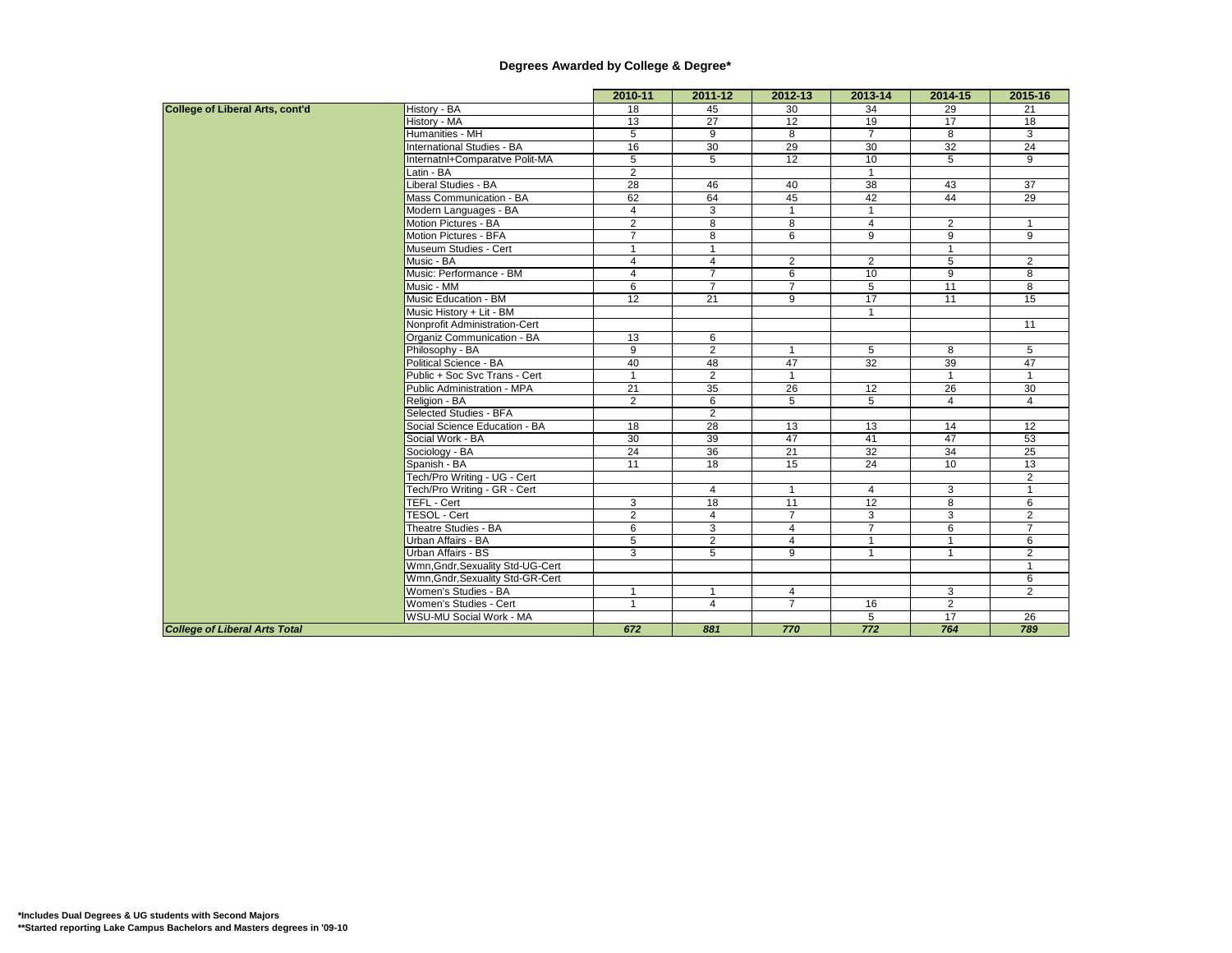# Degrees Awarded by College & Degree*

| | | 2010-11 | 2011-12 | 2012-13 | 2013-14 | 2014-15 | 2015-16 |
|---|---|---|---|---|---|---|---|
| **College of Liberal Arts, cont'd** | History - BA | 18 | 45 | 30 | 34 | 29 | 21 |
| | History - MA | 13 | 27 | 12 | 19 | 17 | 18 |
| | Humanities - MH | 5 | 9 | 8 | 7 | 8 | 3 |
| | International Studies - BA | 16 | 30 | 29 | 30 | 32 | 24 |
| | Internatnl+Comparatve Polit-MA | 5 | 5 | 12 | 10 | 5 | 9 |
| | Latin - BA | 2 | | | 1 | | |
| | Liberal Studies - BA | 28 | 46 | 40 | 38 | 43 | 37 |
| | Mass Communication - BA | 62 | 64 | 45 | 42 | 44 | 29 |
| | Modern Languages - BA | 4 | 3 | 1 | 1 | | |
| | Motion Pictures - BA | 2 | 8 | 8 | 4 | 2 | 1 |
| | Motion Pictures - BFA | 7 | 8 | 6 | 9 | 9 | 9 |
| | Museum Studies - Cert | 1 | 1 | | | 1 | |
| | Music - BA | 4 | 4 | 2 | 2 | 5 | 2 |
| | Music: Performance - BM | 4 | 7 | 6 | 10 | 9 | 8 |
| | Music - MM | 6 | 7 | 7 | 5 | 11 | 8 |
| | Music Education - BM | 12 | 21 | 9 | 17 | 11 | 15 |
| | Music History + Lit - BM | | | | 1 | | |
| | Nonprofit Administration-Cert | | | | | | 11 |
| | Organiz Communication - BA | 13 | 6 | | | | |
| | Philosophy - BA | 9 | 2 | 1 | 5 | 8 | 5 |
| | Political Science - BA | 40 | 48 | 47 | 32 | 39 | 47 |
| | Public + Soc Svc Trans - Cert | 1 | 2 | 1 | | 1 | 1 |
| | Public Administration - MPA | 21 | 35 | 26 | 12 | 26 | 30 |
| | Religion - BA | 2 | 6 | 5 | 5 | 4 | 4 |
| | Selected Studies - BFA | | 2 | | | | |
| | Social Science Education - BA | 18 | 28 | 13 | 13 | 14 | 12 |
| | Social Work - BA | 30 | 39 | 47 | 41 | 47 | 53 |
| | Sociology - BA | 24 | 36 | 21 | 32 | 34 | 25 |
| | Spanish - BA | 11 | 18 | 15 | 24 | 10 | 13 |
| | Tech/Pro Writing - UG - Cert | | | | | | 2 |
| | Tech/Pro Writing - GR - Cert | | 4 | 1 | 4 | 3 | 1 |
| | TEFL - Cert | 3 | 18 | 11 | 12 | 8 | 6 |
| | TESOL - Cert | 2 | 4 | 7 | 3 | 3 | 2 |
| | Theatre Studies - BA | 6 | 3 | 4 | 7 | 6 | 7 |
| | Urban Affairs - BA | 5 | 2 | 4 | 1 | 1 | 6 |
| | Urban Affairs - BS | 3 | 5 | 9 | 1 | 1 | 2 |
| | Wmn,Gndr,Sexuality Std-UG-Cert | | | | | | 1 |
| | Wmn,Gndr,Sexuality Std-GR-Cert | | | | | | 6 |
| | Women's Studies - BA | 1 | 1 | 4 | | 3 | 2 |
| | Women's Studies - Cert | 1 | 4 | 7 | 16 | 2 | |
| | WSU-MU Social Work - MA | | | | 5 | 17 | 26 |
| ***College of Liberal Arts Total*** | | ***672*** | ***881*** | ***770*** | ***772*** | ***764*** | ***789*** |

**\*Includes Dual Degrees & UG students with Second Majors**
**\*\*Started reporting Lake Campus Bachelors and Masters degrees in '09-10**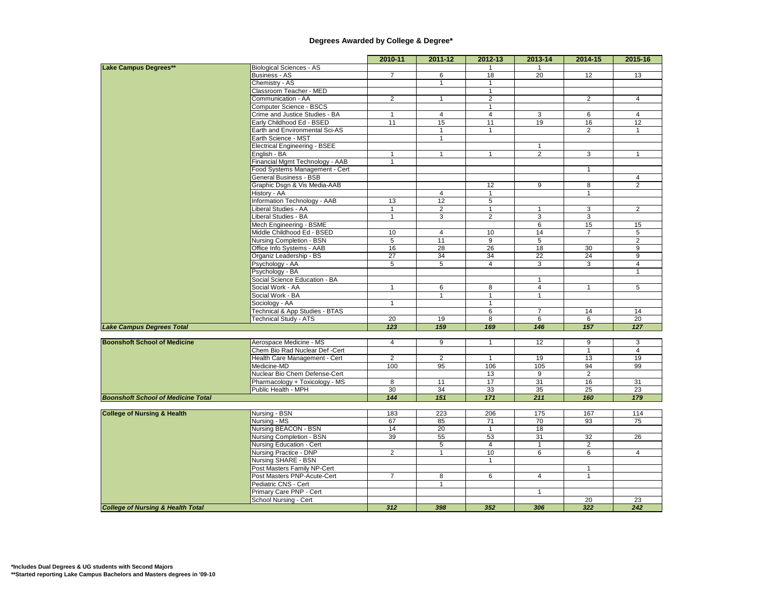# Degrees Awarded by College & Degree*

| | | 2010-11 | 2011-12 | 2012-13 | 2013-14 | 2014-15 | 2015-16 |
|---|---|---|---|---|---|---|---|
| **Lake Campus Degrees**** | Biological Sciences - AS | | | 1 | 1 | | |
| | Business - AS | 7 | 6 | 18 | 20 | 12 | 13 |
| | Chemistry - AS | | 1 | 1 | | | |
| | Classroom Teacher - MED | | | 1 | | | |
| | Communication - AA | 2 | 1 | 2 | | 2 | 4 |
| | Computer Science - BSCS | | | 1 | | | |
| | Crime and Justice Studies - BA | 1 | 4 | 4 | 3 | 6 | 4 |
| | Early Childhood Ed - BSED | 11 | 15 | 11 | 19 | 16 | 12 |
| | Earth and Environmental Sci-AS | | 1 | 1 | | 2 | 1 |
| | Earth Science - MST | | 1 | | | | |
| | Electrical Engineering - BSEE | | | | 1 | | |
| | English - BA | 1 | 1 | 1 | 2 | 3 | 1 |
| | Financial Mgmt Technology - AAB | 1 | | | | | |
| | Food Systems Management - Cert | | | | | 1 | |
| | General Business - BSB | | | | | | 4 |
| | Graphic Dsgn & Vis Media-AAB | | | 12 | 9 | 8 | 2 |
| | History - AA | | 4 | 1 | | 1 | |
| | Information Technology - AAB | 13 | 12 | 5 | | | |
| | Liberal Studies - AA | 1 | 2 | 1 | 1 | 3 | 2 |
| | Liberal Studies - BA | 1 | 3 | 2 | 3 | 3 | |
| | Mech Engineering - BSME | | | | 6 | 15 | 15 |
| | Middle Childhood Ed - BSED | 10 | 4 | 10 | 14 | 7 | 5 |
| | Nursing Completion - BSN | 5 | 11 | 9 | 5 | | 2 |
| | Office Info Systems - AAB | 16 | 28 | 26 | 18 | 30 | 9 |
| | Organiz Leadership - BS | 27 | 34 | 34 | 22 | 24 | 9 |
| | Psychology - AA | 5 | 5 | 4 | 3 | 3 | 4 |
| | Psychology - BA | | | | | | 1 |
| | Social Science Education - BA | | | | 1 | | |
| | Social Work - AA | 1 | 6 | 8 | 4 | 1 | 5 |
| | Social Work - BA | | 1 | 1 | 1 | | |
| | Sociology - AA | 1 | | 1 | | | |
| | Technical & App Studies - BTAS | | | 6 | 7 | 14 | 14 |
| | Technical Study - ATS | 20 | 19 | 8 | 6 | 6 | 20 |
| ***Lake Campus Degrees Total*** | | ***123*** | ***159*** | ***169*** | ***146*** | ***157*** | ***127*** |
| **Boonshoft School of Medicine** | Aerospace Medicine - MS | 4 | 9 | 1 | 12 | 9 | 3 |
| | Chem Bio Rad Nuclear Def -Cert | | | | | 1 | 4 |
| | Health Care Management - Cert | 2 | 2 | 1 | 19 | 13 | 19 |
| | Medicine-MD | 100 | 95 | 106 | 105 | 94 | 99 |
| | Nuclear Bio Chem Defense-Cert | | | 13 | 9 | 2 | |
| | Pharmacology + Toxicology - MS | 8 | 11 | 17 | 31 | 16 | 31 |
| | Public Health - MPH | 30 | 34 | 33 | 35 | 25 | 23 |
| ***Boonshoft School of Medicine Total*** | | ***144*** | ***151*** | ***171*** | ***211*** | ***160*** | ***179*** |
| **College of Nursing & Health** | Nursing - BSN | 183 | 223 | 206 | 175 | 167 | 114 |
| | Nursing - MS | 67 | 85 | 71 | 70 | 93 | 75 |
| | Nursing BEACON - BSN | 14 | 20 | 1 | 18 | | |
| | Nursing Completion - BSN | 39 | 55 | 53 | 31 | 32 | 26 |
| | Nursing Education - Cert | | 5 | 4 | 1 | 2 | |
| | Nursing Practice - DNP | 2 | 1 | 10 | 6 | 6 | 4 |
| | Nursing SHARE - BSN | | | 1 | | | |
| | Post Masters Family NP-Cert | | | | | 1 | |
| | Post Masters PNP-Acute-Cert | 7 | 8 | 6 | 4 | 1 | |
| | Pediatric CNS - Cert | | 1 | | | | |
| | Primary Care PNP - Cert | | | | 1 | | |
| | School Nursing - Cert | | | | | 20 | 23 |
| ***College of Nursing & Health Total*** | | ***312*** | ***398*** | ***352*** | ***306*** | ***322*** | ***242*** |

**\*Includes Dual Degrees & UG students with Second Majors**
**\*\*Started reporting Lake Campus Bachelors and Masters degrees in '09-10**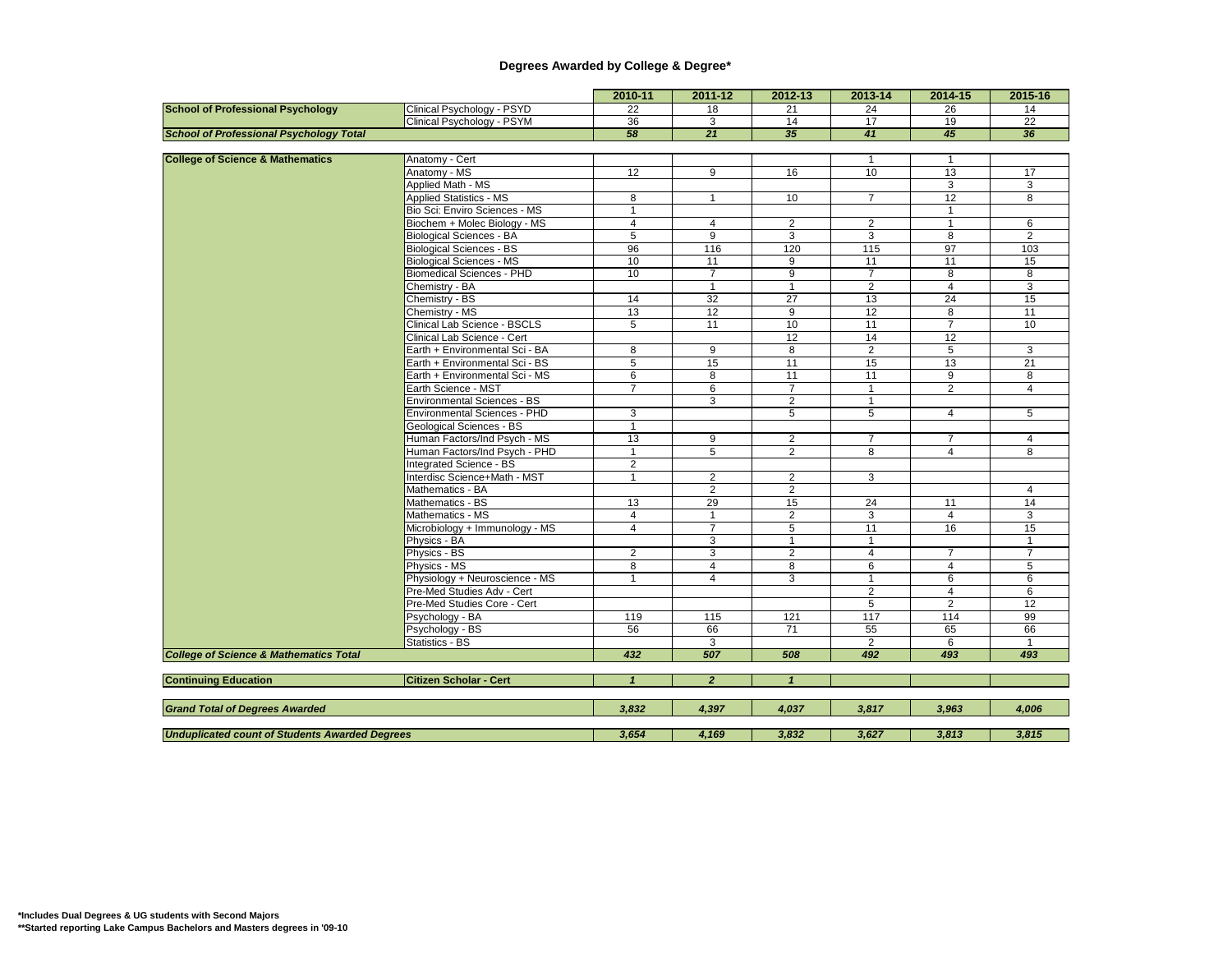# Degrees Awarded by College & Degree*

| | | 2010-11 | 2011-12 | 2012-13 | 2013-14 | 2014-15 | 2015-16 |
|---|---|---|---|---|---|---|---|
| **School of Professional Psychology** | Clinical Psychology - PSYD | 22 | 18 | 21 | 24 | 26 | 14 |
| | Clinical Psychology - PSYM | 36 | 3 | 14 | 17 | 19 | 22 |
| ***School of Professional Psychology Total*** | | ***58*** | ***21*** | ***35*** | ***41*** | ***45*** | ***36*** |
| **College of Science & Mathematics** | Anatomy - Cert | | | | 1 | 1 | |
| | Anatomy - MS | 12 | 9 | 16 | 10 | 13 | 17 |
| | Applied Math - MS | | | | | 3 | 3 |
| | Applied Statistics - MS | 8 | 1 | 10 | 7 | 12 | 8 |
| | Bio Sci: Enviro Sciences - MS | 1 | | | | 1 | |
| | Biochem + Molec Biology - MS | 4 | 4 | 2 | 2 | 1 | 6 |
| | Biological Sciences - BA | 5 | 9 | 3 | 3 | 8 | 2 |
| | Biological Sciences - BS | 96 | 116 | 120 | 115 | 97 | 103 |
| | Biological Sciences - MS | 10 | 11 | 9 | 11 | 11 | 15 |
| | Biomedical Sciences - PHD | 10 | 7 | 9 | 7 | 8 | 8 |
| | Chemistry - BA | | 1 | 1 | 2 | 4 | 3 |
| | Chemistry - BS | 14 | 32 | 27 | 13 | 24 | 15 |
| | Chemistry - MS | 13 | 12 | 9 | 12 | 8 | 11 |
| | Clinical Lab Science - BSCLS | 5 | 11 | 10 | 11 | 7 | 10 |
| | Clinical Lab Science - Cert | | | 12 | 14 | 12 | |
| | Earth + Environmental Sci - BA | 8 | 9 | 8 | 2 | 5 | 3 |
| | Earth + Environmental Sci - BS | 5 | 15 | 11 | 15 | 13 | 21 |
| | Earth + Environmental Sci - MS | 6 | 8 | 11 | 11 | 9 | 8 |
| | Earth Science - MST | 7 | 6 | 7 | 1 | 2 | 4 |
| | Environmental Sciences - BS | | 3 | 2 | 1 | | |
| | Environmental Sciences - PHD | 3 | | 5 | 5 | 4 | 5 |
| | Geological Sciences - BS | 1 | | | | | |
| | Human Factors/Ind Psych - MS | 13 | 9 | 2 | 7 | 7 | 4 |
| | Human Factors/Ind Psych - PHD | 1 | 5 | 2 | 8 | 4 | 8 |
| | Integrated Science - BS | 2 | | | | | |
| | Interdisc Science+Math - MST | 1 | 2 | 2 | 3 | | |
| | Mathematics - BA | | 2 | 2 | | | 4 |
| | Mathematics - BS | 13 | 29 | 15 | 24 | 11 | 14 |
| | Mathematics - MS | 4 | 1 | 2 | 3 | 4 | 3 |
| | Microbiology + Immunology - MS | 4 | 7 | 5 | 11 | 16 | 15 |
| | Physics - BA | | 3 | 1 | 1 | | 1 |
| | Physics - BS | 2 | 3 | 2 | 4 | 7 | 7 |
| | Physics - MS | 8 | 4 | 8 | 6 | 4 | 5 |
| | Physiology + Neuroscience - MS | 1 | 4 | 3 | 1 | 6 | 6 |
| | Pre-Med Studies Adv - Cert | | | | 2 | 4 | 6 |
| | Pre-Med Studies Core - Cert | | | | 5 | 2 | 12 |
| | Psychology - BA | 119 | 115 | 121 | 117 | 114 | 99 |
| | Psychology - BS | 56 | 66 | 71 | 55 | 65 | 66 |
| | Statistics - BS | | 3 | | 2 | 6 | 1 |
| ***College of Science & Mathematics Total*** | | ***432*** | ***507*** | ***508*** | ***492*** | ***493*** | ***493*** |
| **Continuing Education** | **Citizen Scholar - Cert** | ***1*** | ***2*** | ***1*** | | | |
| ***Grand Total of Degrees Awarded*** | | ***3,832*** | ***4,397*** | ***4,037*** | ***3,817*** | ***3,963*** | ***4,006*** |
| ***Unduplicated count of Students Awarded Degrees*** | | ***3,654*** | ***4,169*** | ***3,832*** | ***3,627*** | ***3,813*** | ***3,815*** |

**\*Includes Dual Degrees & UG students with Second Majors**
**\*\*Started reporting Lake Campus Bachelors and Masters degrees in '09-10**